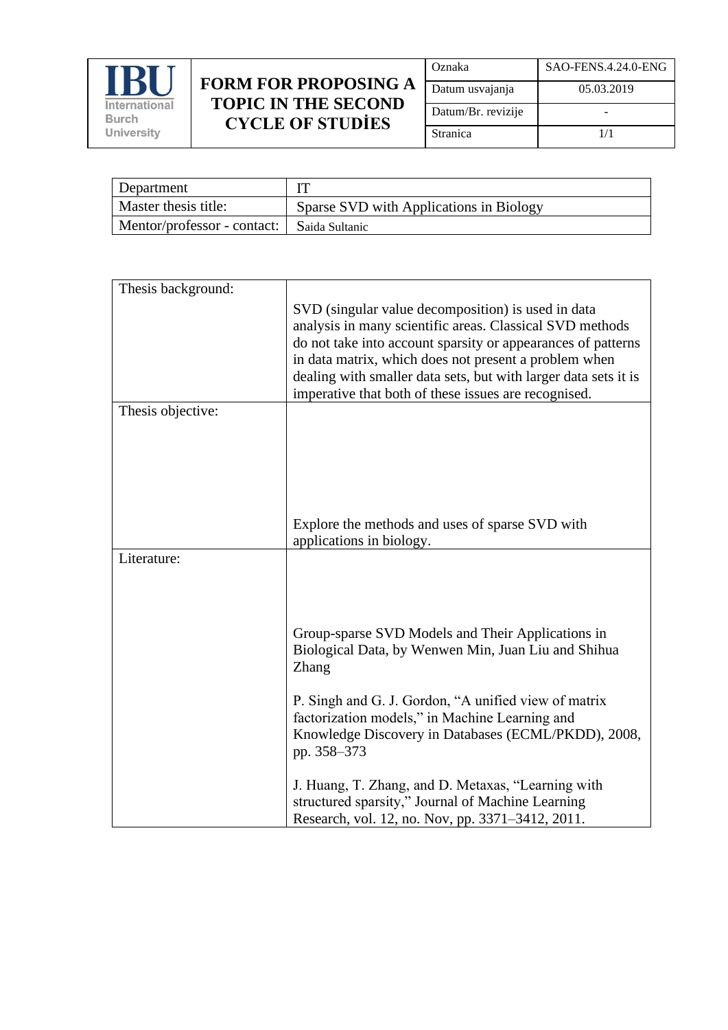| IBU International Burch University | FORM FOR PROPOSING A TOPIC IN THE SECOND CYCLE OF STUDİES | Oznaka | SAO-FENS.4.24.0-ENG |
|---|---|---|---|
| | | Datum usvajanja | 05.03.2019 |
| | | Datum/Br. revizije | - |
| | | Stranica | 1/1 |

| Department | IT |
|---|---|
| Master thesis title: | Sparse SVD with Applications in Biology |
| Mentor/professor - contact: | Saida Sultanic |

| | |
|---|---|
| Thesis background: | SVD (singular value decomposition) is used in data analysis in many scientific areas. Classical SVD methods do not take into account sparsity or appearances of patterns in data matrix, which does not present a problem when dealing with smaller data sets, but with larger data sets it is imperative that both of these issues are recognised. |
| Thesis objective: | Explore the methods and uses of sparse SVD with applications in biology. |
| Literature: | Group-sparse SVD Models and Their Applications in Biological Data, by Wenwen Min, Juan Liu and Shihua Zhang<br><br>P. Singh and G. J. Gordon, "A unified view of matrix factorization models," in Machine Learning and Knowledge Discovery in Databases (ECML/PKDD), 2008, pp. 358–373<br><br>J. Huang, T. Zhang, and D. Metaxas, "Learning with structured sparsity," Journal of Machine Learning Research, vol. 12, no. Nov, pp. 3371–3412, 2011. |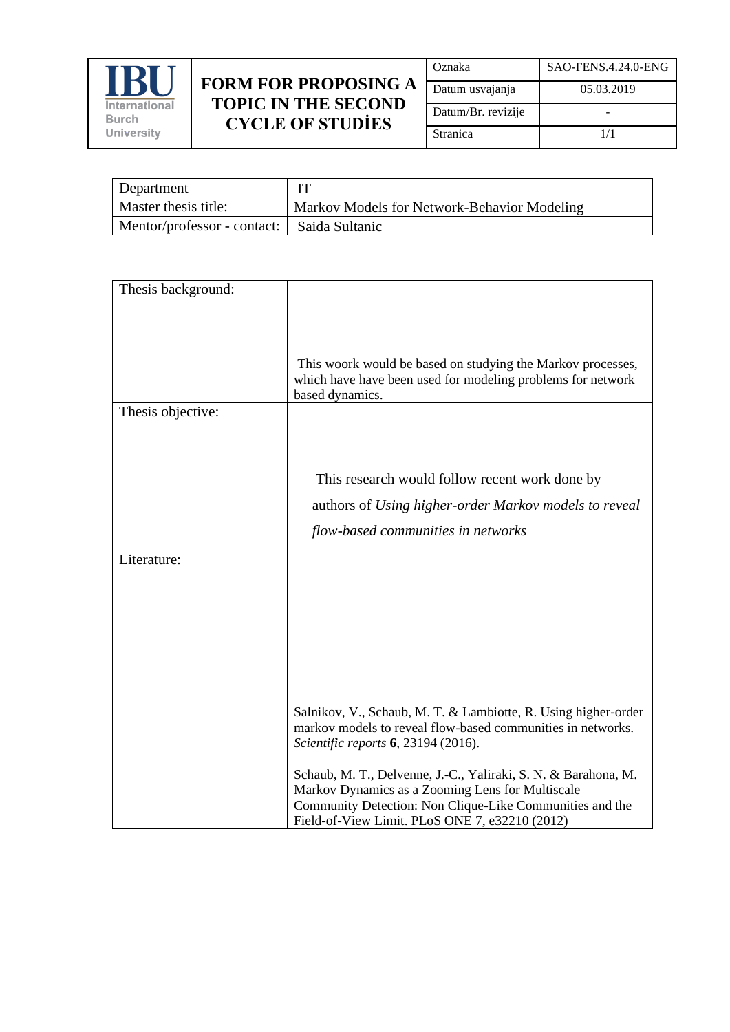| IBU International Burch University | **FORM FOR PROPOSING A TOPIC IN THE SECOND CYCLE OF STUDİES** | Oznaka | SAO-FENS.4.24.0-ENG |
| --- | --- | --- | --- |
| | | Datum usvajanja | 05.03.2019 |
| | | Datum/Br. revizije | - |
| | | Stranica | 1/1 |

| Department | IT |
| --- | --- |
| Master thesis title: | Markov Models for Network-Behavior Modeling |
| Mentor/professor - contact: | Saida Sultanic |

| Thesis background: | This woork would be based on studying the Markov processes, which have have been used for modeling problems for network based dynamics. |
| --- | --- |
| Thesis objective: | This research would follow recent work done by authors of *Using higher-order Markov models to reveal flow-based communities in networks* |
| Literature: | Salnikov, V., Schaub, M. T. & Lambiotte, R. Using higher-order markov models to reveal flow-based communities in networks. *Scientific reports* **6**, 23194 (2016).<br><br>Schaub, M. T., Delvenne, J.-C., Yaliraki, S. N. & Barahona, M. Markov Dynamics as a Zooming Lens for Multiscale Community Detection: Non Clique-Like Communities and the Field-of-View Limit. PLoS ONE 7, e32210 (2012) |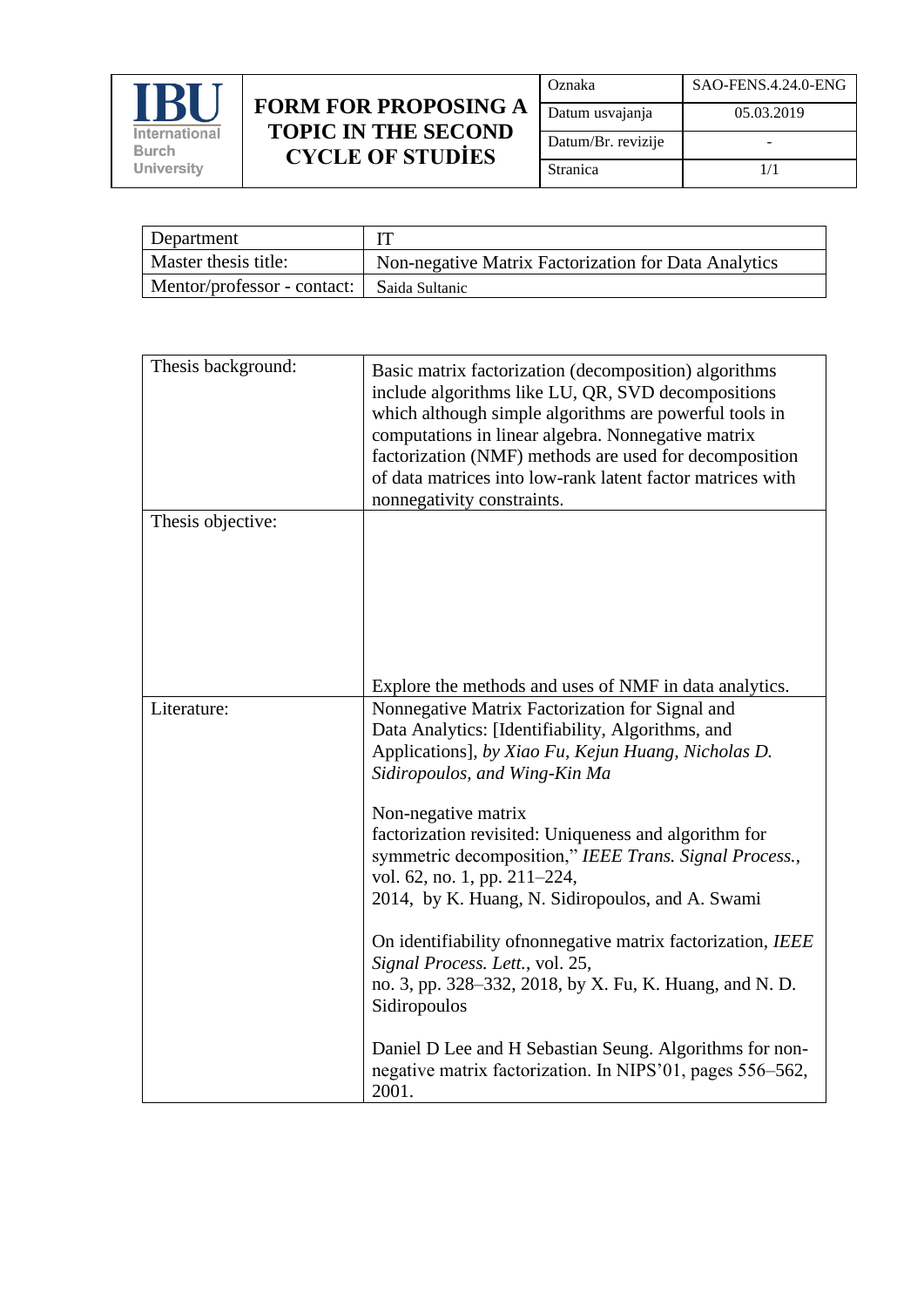| IBU International Burch University | FORM FOR PROPOSING A TOPIC IN THE SECOND CYCLE OF STUDİES | Oznaka | SAO-FENS.4.24.0-ENG |
|---|---|---|---|
| | | Datum usvajanja | 05.03.2019 |
| | | Datum/Br. revizije | - |
| | | Stranica | 1/1 |

| Department | IT |
|---|---|
| Master thesis title: | Non-negative Matrix Factorization for Data Analytics |
| Mentor/professor - contact: | Saida Sultanic |

| Thesis background: | Basic matrix factorization (decomposition) algorithms include algorithms like LU, QR, SVD decompositions which although simple algorithms are powerful tools in computations in linear algebra. Nonnegative matrix factorization (NMF) methods are used for decomposition of data matrices into low-rank latent factor matrices with nonnegativity constraints. |
|---|---|
| Thesis objective: | Explore the methods and uses of NMF in data analytics. |
| Literature: | Nonnegative Matrix Factorization for Signal and Data Analytics: [Identifiability, Algorithms, and Applications], *by Xiao Fu, Kejun Huang, Nicholas D. Sidiropoulos, and Wing-Kin Ma*<br><br>Non-negative matrix factorization revisited: Uniqueness and algorithm for symmetric decomposition," *IEEE Trans. Signal Process.*, vol. 62, no. 1, pp. 211–224, 2014, by K. Huang, N. Sidiropoulos, and A. Swami<br><br>On identifiability ofnonnegative matrix factorization, *IEEE Signal Process. Lett.*, vol. 25, no. 3, pp. 328–332, 2018, by X. Fu, K. Huang, and N. D. Sidiropoulos<br><br>Daniel D Lee and H Sebastian Seung. Algorithms for non-negative matrix factorization. In NIPS'01, pages 556–562, 2001. |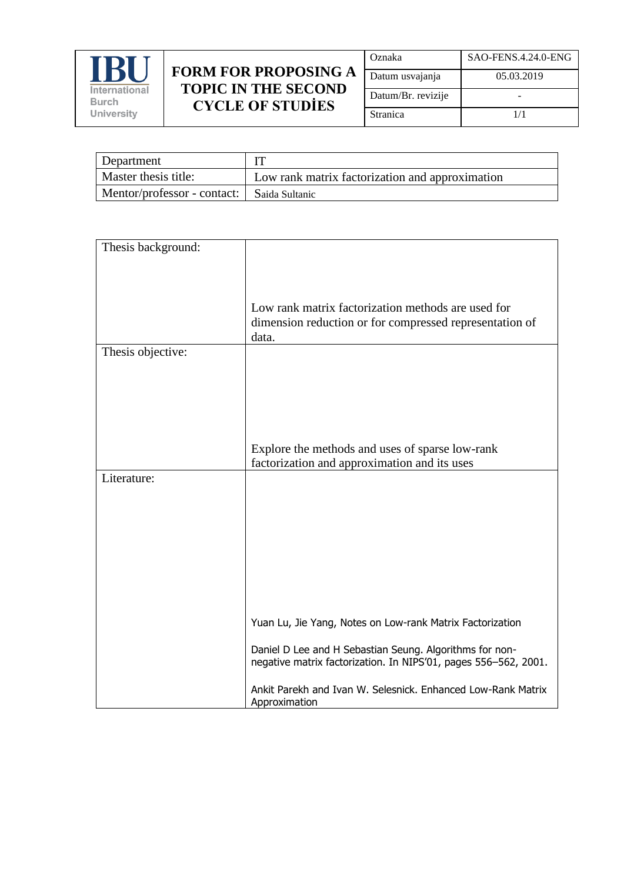| IBU International Burch University | FORM FOR PROPOSING A TOPIC IN THE SECOND CYCLE OF STUDİES | Oznaka | SAO-FENS.4.24.0-ENG |
|---|---|---|---|
| | | Datum usvajanja | 05.03.2019 |
| | | Datum/Br. revizije | - |
| | | Stranica | 1/1 |

| Department | IT |
|---|---|
| Master thesis title: | Low rank matrix factorization and approximation |
| Mentor/professor - contact: | Saida Sultanic |

| Thesis background: | Low rank matrix factorization methods are used for dimension reduction or for compressed representation of data. |
|---|---|
| Thesis objective: | Explore the methods and uses of sparse low-rank factorization and approximation and its uses |
| Literature: | Yuan Lu, Jie Yang, Notes on Low-rank Matrix Factorization<br><br>Daniel D Lee and H Sebastian Seung. Algorithms for non-negative matrix factorization. In NIPS'01, pages 556–562, 2001.<br><br>Ankit Parekh and Ivan W. Selesnick. Enhanced Low-Rank Matrix Approximation |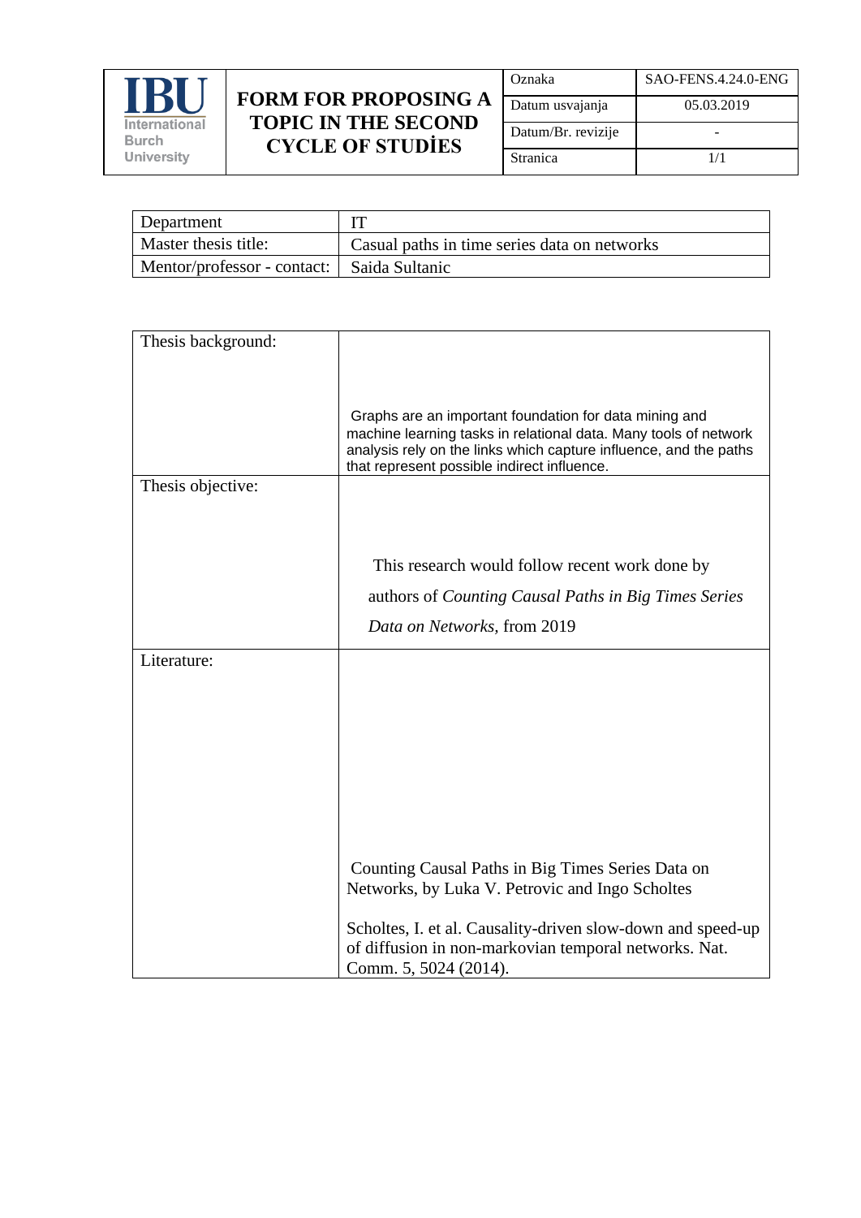| IBU International Burch University | FORM FOR PROPOSING A TOPIC IN THE SECOND CYCLE OF STUDİES | Oznaka | SAO-FENS.4.24.0-ENG |
|---|---|---|---|
| | | Datum usvajanja | 05.03.2019 |
| | | Datum/Br. revizije | - |
| | | Stranica | 1/1 |

| | |
|---|---|
| Department | IT |
| Master thesis title: | Casual paths in time series data on networks |
| Mentor/professor - contact: | Saida Sultanic |

| | |
|---|---|
| Thesis background: | Graphs are an important foundation for data mining and machine learning tasks in relational data. Many tools of network analysis rely on the links which capture influence, and the paths that represent possible indirect influence. |
| Thesis objective: | This research would follow recent work done by authors of *Counting Causal Paths in Big Times Series Data on Networks*, from 2019 |
| Literature: | Counting Causal Paths in Big Times Series Data on Networks, by Luka V. Petrovic and Ingo Scholtes<br><br>Scholtes, I. et al. Causality-driven slow-down and speed-up of diffusion in non-markovian temporal networks. Nat. Comm. 5, 5024 (2014). |